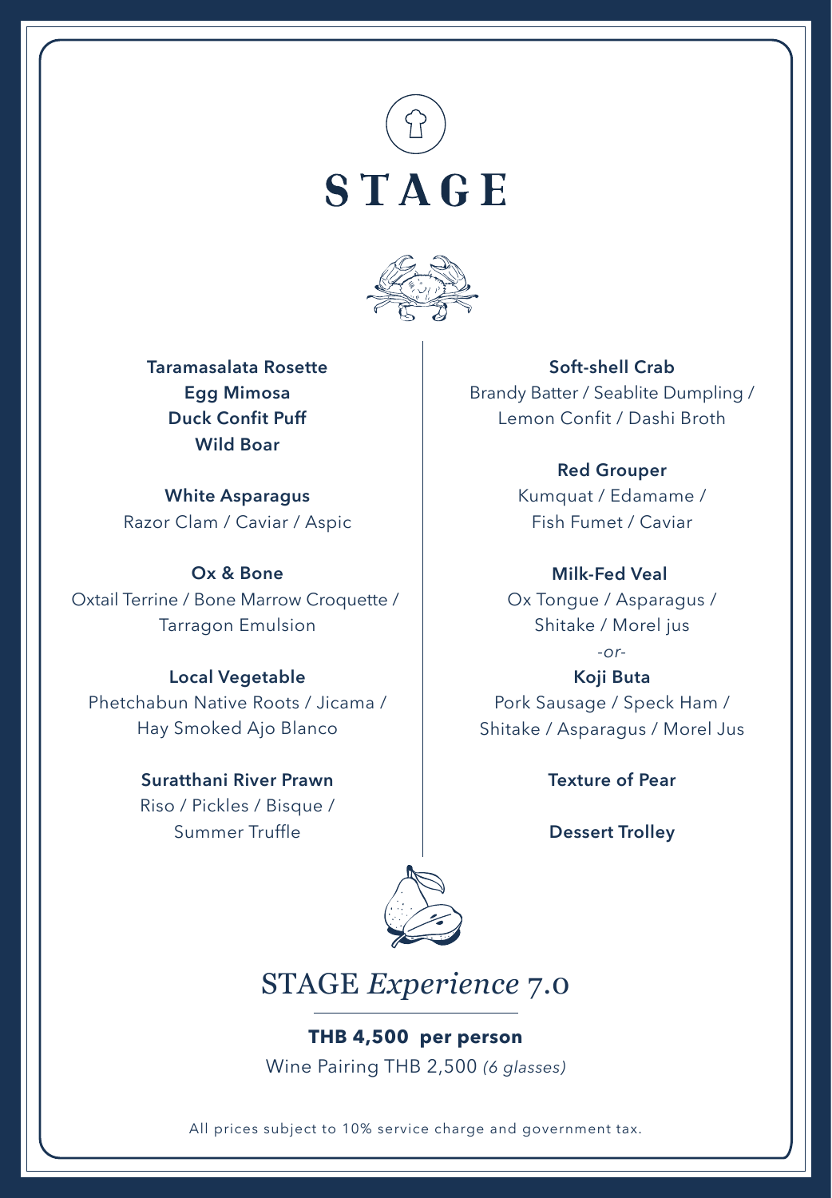# STAGE

**Taramasalata Rosette**
**Egg Mimosa**
**Duck Confit Puff**
**Wild Boar**

**White Asparagus**
Razor Clam / Caviar / Aspic

**Ox & Bone**
Oxtail Terrine / Bone Marrow Croquette / Tarragon Emulsion

**Local Vegetable**
Phetchabun Native Roots / Jicama / Hay Smoked Ajo Blanco

**Suratthani River Prawn**
Riso / Pickles / Bisque / Summer Truffle

**Soft-shell Crab**
Brandy Batter / Seablite Dumpling / Lemon Confit / Dashi Broth

**Red Grouper**
Kumquat / Edamame / Fish Fumet / Caviar

**Milk-Fed Veal**
Ox Tongue / Asparagus / Shitake / Morel jus

*-or-*

**Koji Buta**
Pork Sausage / Speck Ham / Shitake / Asparagus / Morel Jus

**Texture of Pear**

**Dessert Trolley**

## STAGE *Experience* 7.0

**THB 4,500 per person**

Wine Pairing THB 2,500 *(6 glasses)*

All prices subject to 10% service charge and government tax.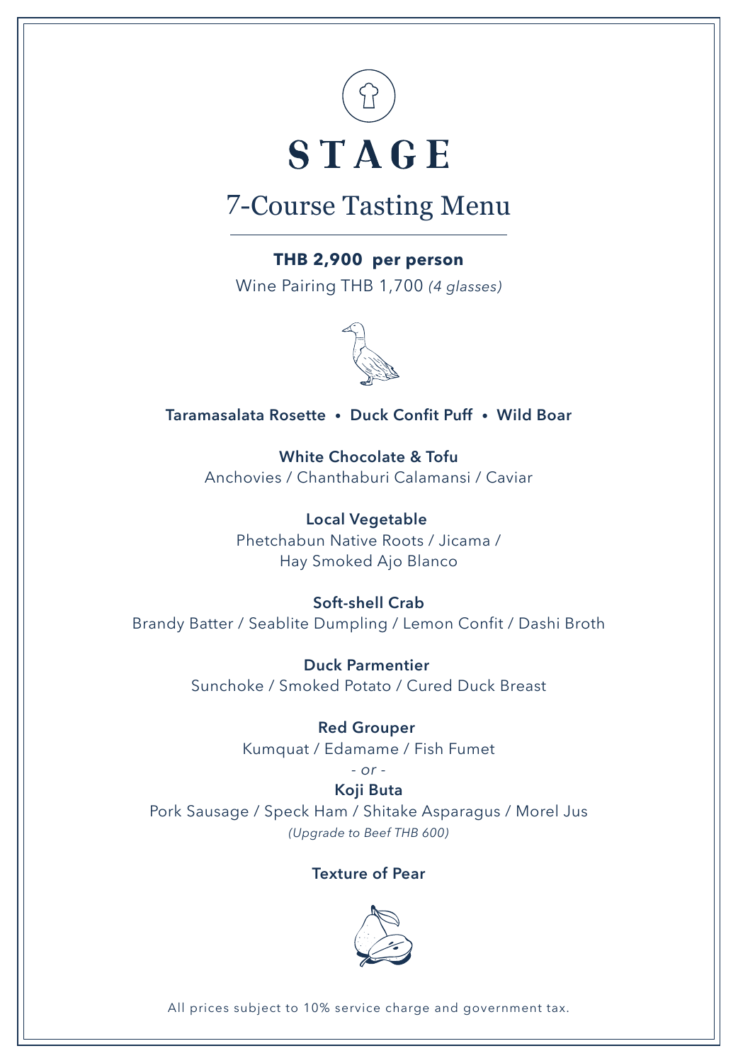# STAGE

## 7-Course Tasting Menu

**THB 2,900 per person**

Wine Pairing THB 1,700 *(4 glasses)*

**Taramasalata Rosette • Duck Confit Puff • Wild Boar**

**White Chocolate & Tofu**
Anchovies / Chanthaburi Calamansi / Caviar

**Local Vegetable**
Phetchabun Native Roots / Jicama /
Hay Smoked Ajo Blanco

**Soft-shell Crab**
Brandy Batter / Seablite Dumpling / Lemon Confit / Dashi Broth

**Duck Parmentier**
Sunchoke / Smoked Potato / Cured Duck Breast

**Red Grouper**
Kumquat / Edamame / Fish Fumet

*- or -*

**Koji Buta**
Pork Sausage / Speck Ham / Shitake Asparagus / Morel Jus
*(Upgrade to Beef THB 600)*

**Texture of Pear**

All prices subject to 10% service charge and government tax.